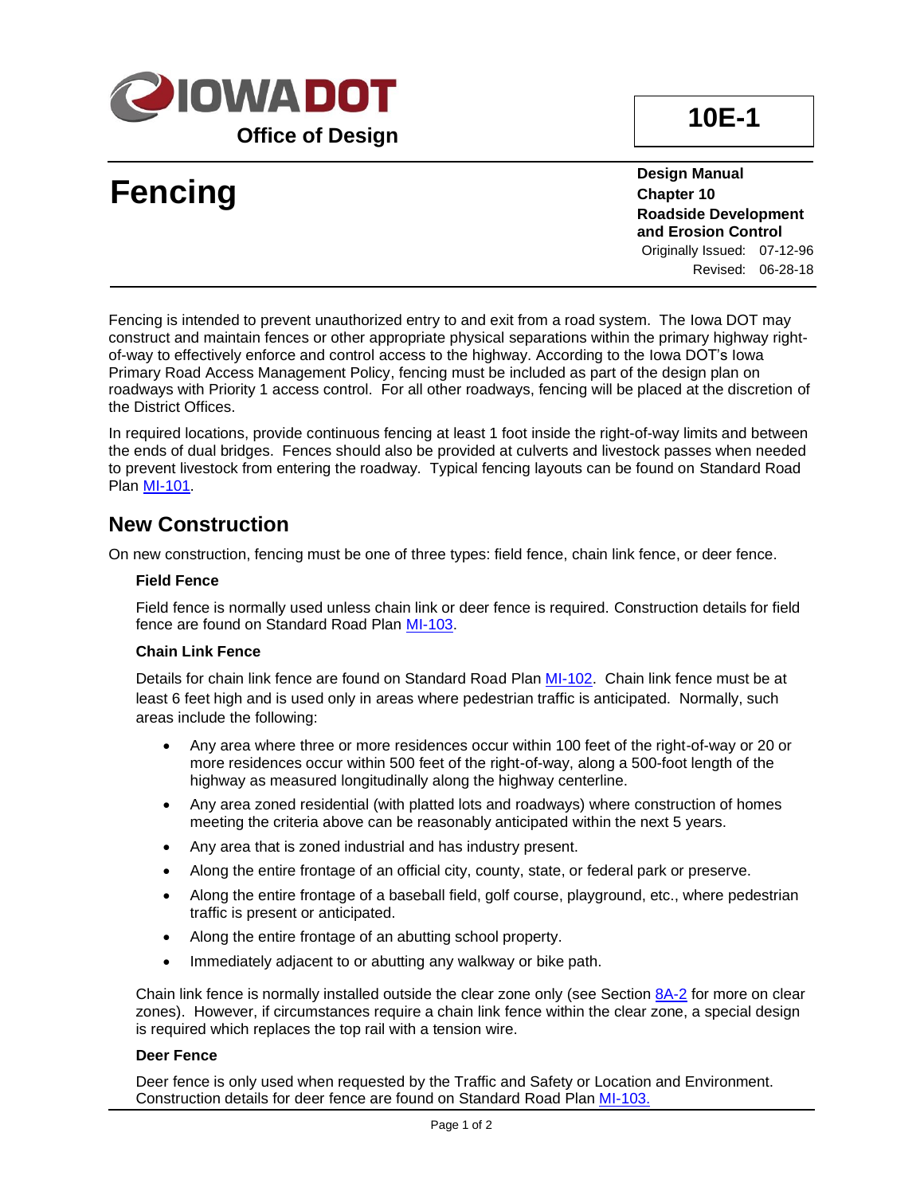IOWA DOT

Office of Design

**10E-1**

# Fencing

**Design Manual**
**Chapter 10**
**Roadside Development and Erosion Control**
Originally Issued: 07-12-96
Revised: 06-28-18

Fencing is intended to prevent unauthorized entry to and exit from a road system. The Iowa DOT may construct and maintain fences or other appropriate physical separations within the primary highway right-of-way to effectively enforce and control access to the highway. According to the Iowa DOT's Iowa Primary Road Access Management Policy, fencing must be included as part of the design plan on roadways with Priority 1 access control. For all other roadways, fencing will be placed at the discretion of the District Offices.

In required locations, provide continuous fencing at least 1 foot inside the right-of-way limits and between the ends of dual bridges. Fences should also be provided at culverts and livestock passes when needed to prevent livestock from entering the roadway. Typical fencing layouts can be found on Standard Road Plan MI-101.

## New Construction

On new construction, fencing must be one of three types: field fence, chain link fence, or deer fence.

### Field Fence

Field fence is normally used unless chain link or deer fence is required. Construction details for field fence are found on Standard Road Plan MI-103.

### Chain Link Fence

Details for chain link fence are found on Standard Road Plan MI-102. Chain link fence must be at least 6 feet high and is used only in areas where pedestrian traffic is anticipated. Normally, such areas include the following:

- Any area where three or more residences occur within 100 feet of the right-of-way or 20 or more residences occur within 500 feet of the right-of-way, along a 500-foot length of the highway as measured longitudinally along the highway centerline.
- Any area zoned residential (with platted lots and roadways) where construction of homes meeting the criteria above can be reasonably anticipated within the next 5 years.
- Any area that is zoned industrial and has industry present.
- Along the entire frontage of an official city, county, state, or federal park or preserve.
- Along the entire frontage of a baseball field, golf course, playground, etc., where pedestrian traffic is present or anticipated.
- Along the entire frontage of an abutting school property.
- Immediately adjacent to or abutting any walkway or bike path.

Chain link fence is normally installed outside the clear zone only (see Section 8A-2 for more on clear zones). However, if circumstances require a chain link fence within the clear zone, a special design is required which replaces the top rail with a tension wire.

### Deer Fence

Deer fence is only used when requested by the Traffic and Safety or Location and Environment. Construction details for deer fence are found on Standard Road Plan MI-103.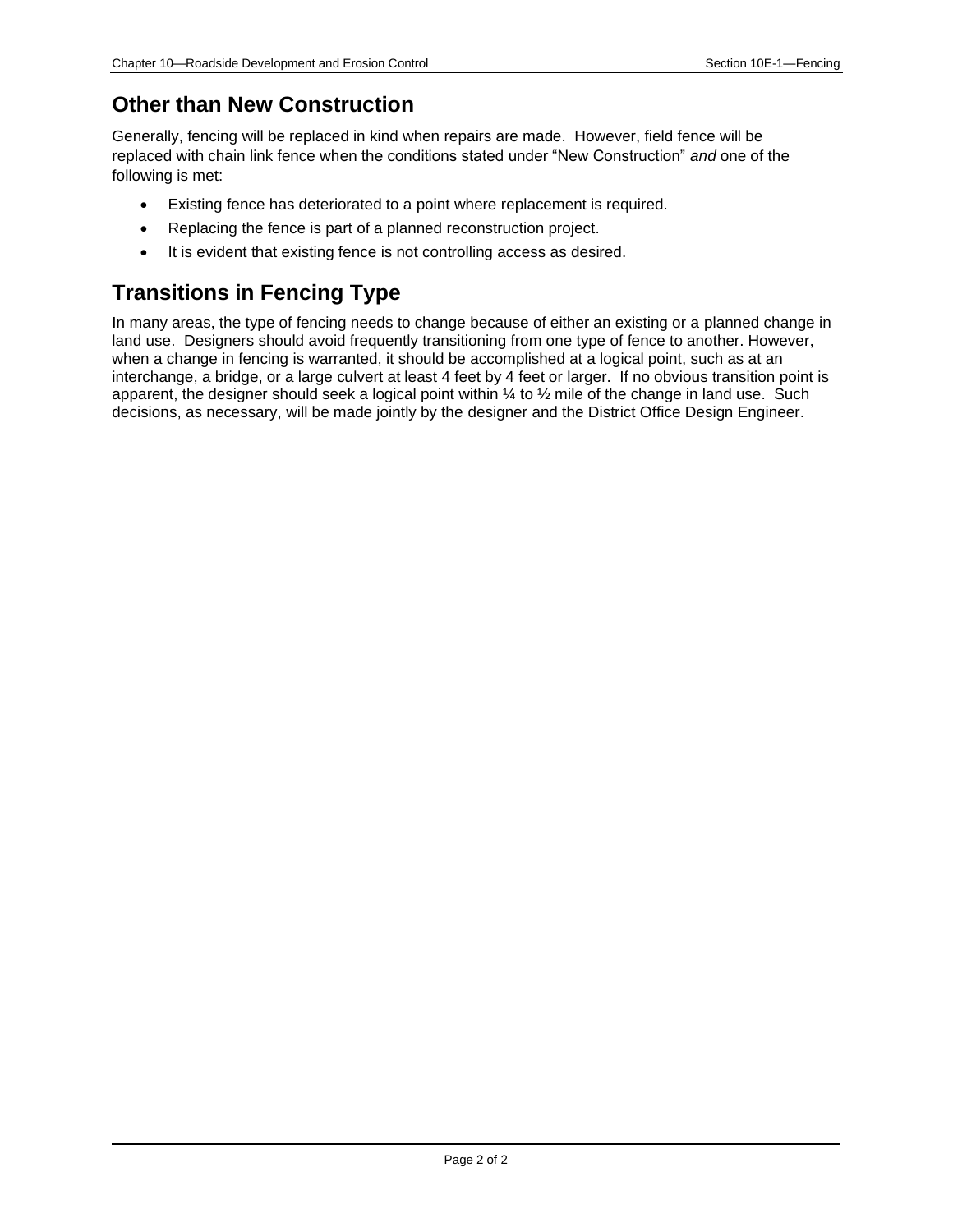## Other than New Construction

Generally, fencing will be replaced in kind when repairs are made. However, field fence will be replaced with chain link fence when the conditions stated under “New Construction” *and* one of the following is met:

- Existing fence has deteriorated to a point where replacement is required.
- Replacing the fence is part of a planned reconstruction project.
- It is evident that existing fence is not controlling access as desired.

## Transitions in Fencing Type

In many areas, the type of fencing needs to change because of either an existing or a planned change in land use. Designers should avoid frequently transitioning from one type of fence to another. However, when a change in fencing is warranted, it should be accomplished at a logical point, such as at an interchange, a bridge, or a large culvert at least 4 feet by 4 feet or larger. If no obvious transition point is apparent, the designer should seek a logical point within ¼ to ½ mile of the change in land use. Such decisions, as necessary, will be made jointly by the designer and the District Office Design Engineer.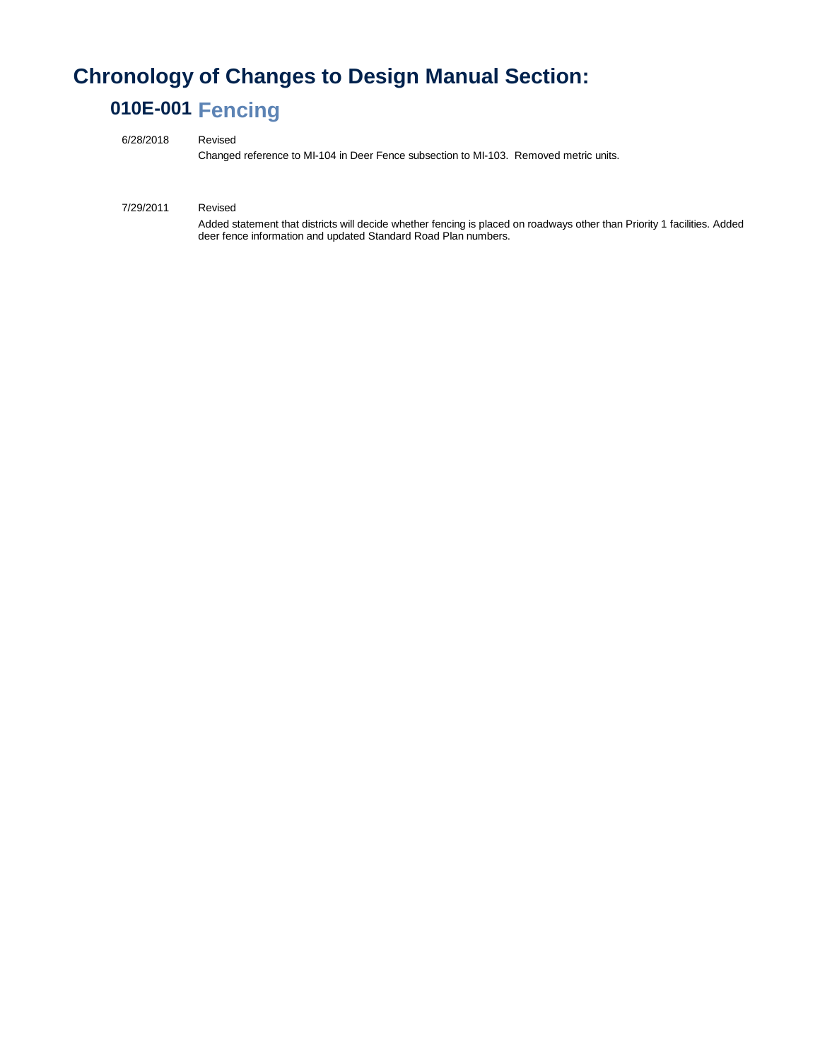# Chronology of Changes to Design Manual Section:

## 010E-001 Fencing

6/28/2018 Revised

Changed reference to MI-104 in Deer Fence subsection to MI-103. Removed metric units.

7/29/2011 Revised

Added statement that districts will decide whether fencing is placed on roadways other than Priority 1 facilities. Added deer fence information and updated Standard Road Plan numbers.